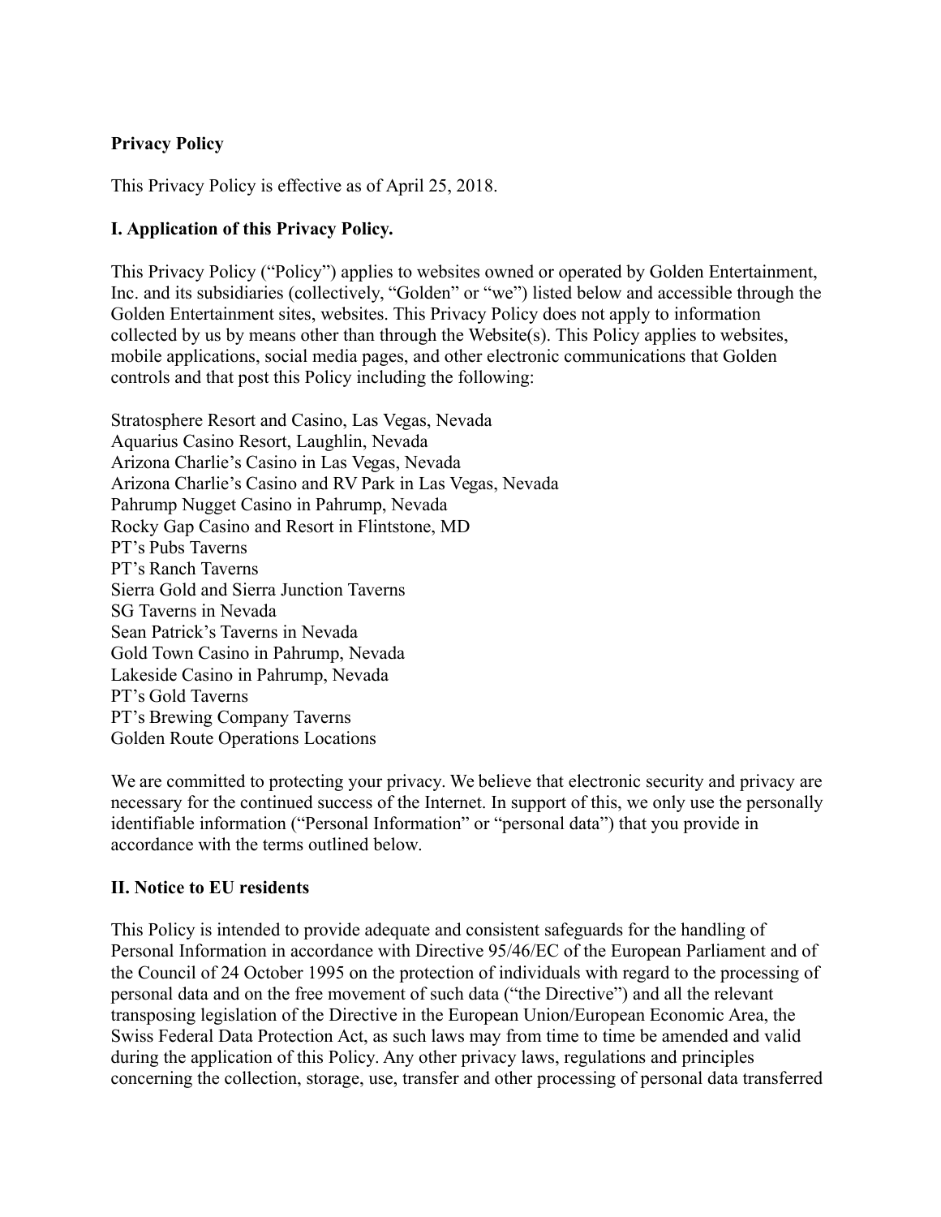# Privacy Policy

This Privacy Policy is effective as of April 25, 2018.

## I. Application of this Privacy Policy.

This Privacy Policy ("Policy") applies to websites owned or operated by Golden Entertainment, Inc. and its subsidiaries (collectively, "Golden" or "we") listed below and accessible through the Golden Entertainment sites, websites. This Privacy Policy does not apply to information collected by us by means other than through the Website(s). This Policy applies to websites, mobile applications, social media pages, and other electronic communications that Golden controls and that post this Policy including the following:

Stratosphere Resort and Casino, Las Vegas, Nevada
Aquarius Casino Resort, Laughlin, Nevada
Arizona Charlie's Casino in Las Vegas, Nevada
Arizona Charlie's Casino and RV Park in Las Vegas, Nevada
Pahrump Nugget Casino in Pahrump, Nevada
Rocky Gap Casino and Resort in Flintstone, MD
PT's Pubs Taverns
PT's Ranch Taverns
Sierra Gold and Sierra Junction Taverns
SG Taverns in Nevada
Sean Patrick's Taverns in Nevada
Gold Town Casino in Pahrump, Nevada
Lakeside Casino in Pahrump, Nevada
PT's Gold Taverns
PT's Brewing Company Taverns
Golden Route Operations Locations

We are committed to protecting your privacy. We believe that electronic security and privacy are necessary for the continued success of the Internet. In support of this, we only use the personally identifiable information ("Personal Information" or "personal data") that you provide in accordance with the terms outlined below.

## II. Notice to EU residents

This Policy is intended to provide adequate and consistent safeguards for the handling of Personal Information in accordance with Directive 95/46/EC of the European Parliament and of the Council of 24 October 1995 on the protection of individuals with regard to the processing of personal data and on the free movement of such data ("the Directive") and all the relevant transposing legislation of the Directive in the European Union/European Economic Area, the Swiss Federal Data Protection Act, as such laws may from time to time be amended and valid during the application of this Policy. Any other privacy laws, regulations and principles concerning the collection, storage, use, transfer and other processing of personal data transferred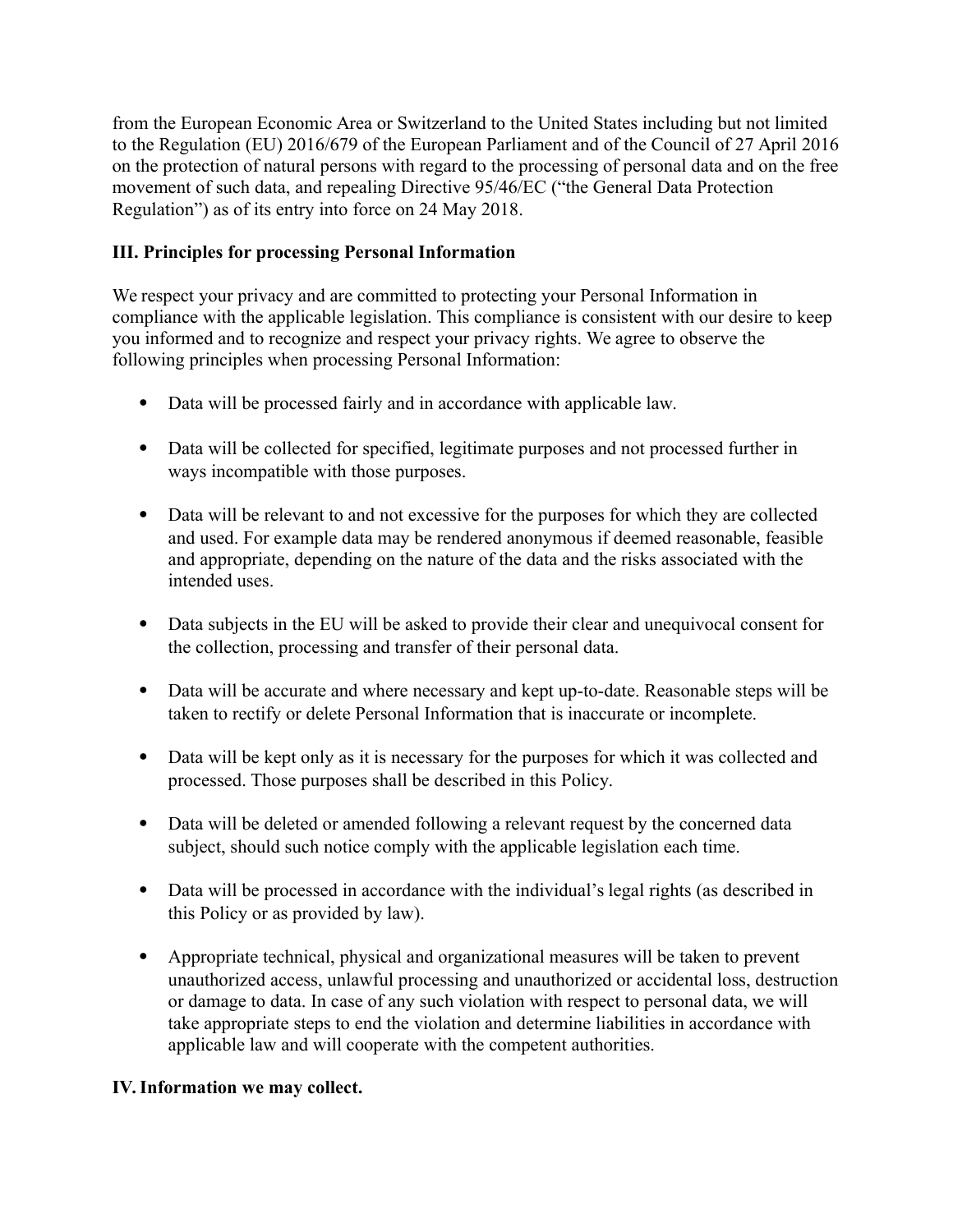from the European Economic Area or Switzerland to the United States including but not limited to the Regulation (EU) 2016/679 of the European Parliament and of the Council of 27 April 2016 on the protection of natural persons with regard to the processing of personal data and on the free movement of such data, and repealing Directive 95/46/EC ("the General Data Protection Regulation") as of its entry into force on 24 May 2018.

## III. Principles for processing Personal Information

We respect your privacy and are committed to protecting your Personal Information in compliance with the applicable legislation. This compliance is consistent with our desire to keep you informed and to recognize and respect your privacy rights. We agree to observe the following principles when processing Personal Information:

- Data will be processed fairly and in accordance with applicable law.
- Data will be collected for specified, legitimate purposes and not processed further in ways incompatible with those purposes.
- Data will be relevant to and not excessive for the purposes for which they are collected and used. For example data may be rendered anonymous if deemed reasonable, feasible and appropriate, depending on the nature of the data and the risks associated with the intended uses.
- Data subjects in the EU will be asked to provide their clear and unequivocal consent for the collection, processing and transfer of their personal data.
- Data will be accurate and where necessary and kept up-to-date. Reasonable steps will be taken to rectify or delete Personal Information that is inaccurate or incomplete.
- Data will be kept only as it is necessary for the purposes for which it was collected and processed. Those purposes shall be described in this Policy.
- Data will be deleted or amended following a relevant request by the concerned data subject, should such notice comply with the applicable legislation each time.
- Data will be processed in accordance with the individual's legal rights (as described in this Policy or as provided by law).
- Appropriate technical, physical and organizational measures will be taken to prevent unauthorized access, unlawful processing and unauthorized or accidental loss, destruction or damage to data. In case of any such violation with respect to personal data, we will take appropriate steps to end the violation and determine liabilities in accordance with applicable law and will cooperate with the competent authorities.

## IV. Information we may collect.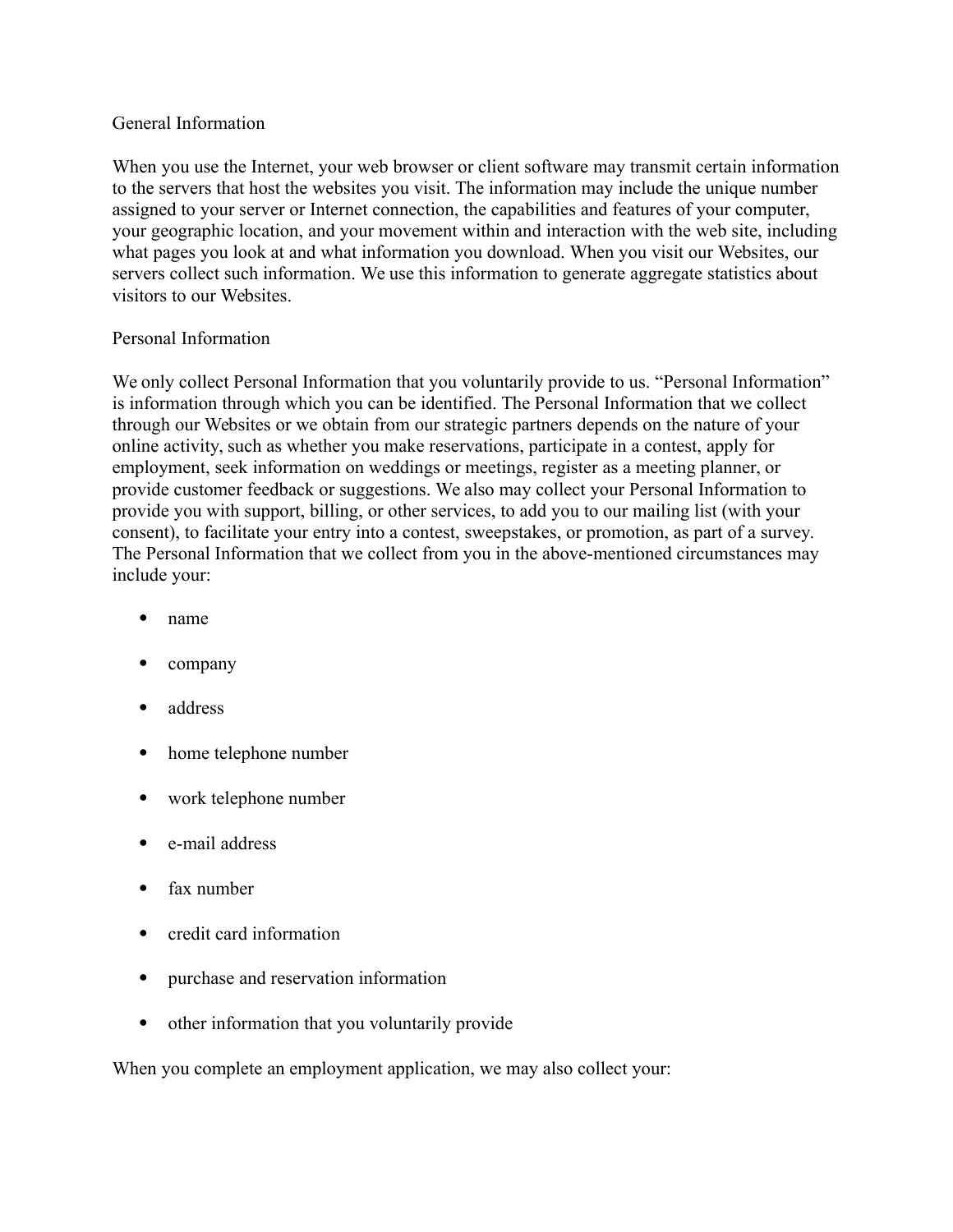## General Information

When you use the Internet, your web browser or client software may transmit certain information to the servers that host the websites you visit. The information may include the unique number assigned to your server or Internet connection, the capabilities and features of your computer, your geographic location, and your movement within and interaction with the web site, including what pages you look at and what information you download. When you visit our Websites, our servers collect such information. We use this information to generate aggregate statistics about visitors to our Websites.

## Personal Information

We only collect Personal Information that you voluntarily provide to us. “Personal Information” is information through which you can be identified. The Personal Information that we collect through our Websites or we obtain from our strategic partners depends on the nature of your online activity, such as whether you make reservations, participate in a contest, apply for employment, seek information on weddings or meetings, register as a meeting planner, or provide customer feedback or suggestions. We also may collect your Personal Information to provide you with support, billing, or other services, to add you to our mailing list (with your consent), to facilitate your entry into a contest, sweepstakes, or promotion, as part of a survey. The Personal Information that we collect from you in the above-mentioned circumstances may include your:

- name
- company
- address
- home telephone number
- work telephone number
- e-mail address
- fax number
- credit card information
- purchase and reservation information
- other information that you voluntarily provide

When you complete an employment application, we may also collect your: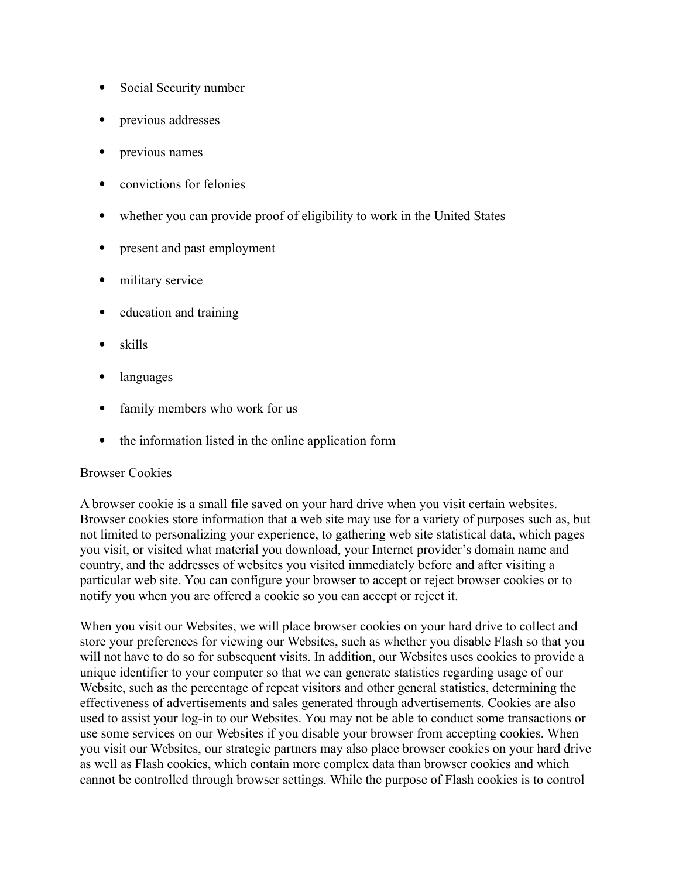- Social Security number
- previous addresses
- previous names
- convictions for felonies
- whether you can provide proof of eligibility to work in the United States
- present and past employment
- military service
- education and training
- skills
- languages
- family members who work for us
- the information listed in the online application form

## Browser Cookies

A browser cookie is a small file saved on your hard drive when you visit certain websites. Browser cookies store information that a web site may use for a variety of purposes such as, but not limited to personalizing your experience, to gathering web site statistical data, which pages you visit, or visited what material you download, your Internet provider's domain name and country, and the addresses of websites you visited immediately before and after visiting a particular web site. You can configure your browser to accept or reject browser cookies or to notify you when you are offered a cookie so you can accept or reject it.

When you visit our Websites, we will place browser cookies on your hard drive to collect and store your preferences for viewing our Websites, such as whether you disable Flash so that you will not have to do so for subsequent visits. In addition, our Websites uses cookies to provide a unique identifier to your computer so that we can generate statistics regarding usage of our Website, such as the percentage of repeat visitors and other general statistics, determining the effectiveness of advertisements and sales generated through advertisements. Cookies are also used to assist your log-in to our Websites. You may not be able to conduct some transactions or use some services on our Websites if you disable your browser from accepting cookies. When you visit our Websites, our strategic partners may also place browser cookies on your hard drive as well as Flash cookies, which contain more complex data than browser cookies and which cannot be controlled through browser settings. While the purpose of Flash cookies is to control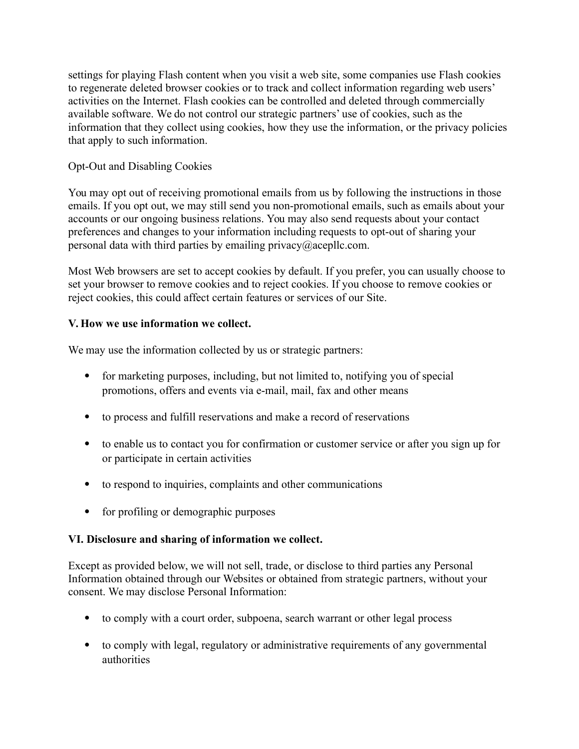settings for playing Flash content when you visit a web site, some companies use Flash cookies to regenerate deleted browser cookies or to track and collect information regarding web users' activities on the Internet. Flash cookies can be controlled and deleted through commercially available software. We do not control our strategic partners' use of cookies, such as the information that they collect using cookies, how they use the information, or the privacy policies that apply to such information.

Opt-Out and Disabling Cookies

You may opt out of receiving promotional emails from us by following the instructions in those emails. If you opt out, we may still send you non-promotional emails, such as emails about your accounts or our ongoing business relations. You may also send requests about your contact preferences and changes to your information including requests to opt-out of sharing your personal data with third parties by emailing privacy@acepllc.com.

Most Web browsers are set to accept cookies by default. If you prefer, you can usually choose to set your browser to remove cookies and to reject cookies. If you choose to remove cookies or reject cookies, this could affect certain features or services of our Site.

**V. How we use information we collect.**

We may use the information collected by us or strategic partners:

- for marketing purposes, including, but not limited to, notifying you of special promotions, offers and events via e-mail, mail, fax and other means
- to process and fulfill reservations and make a record of reservations
- to enable us to contact you for confirmation or customer service or after you sign up for or participate in certain activities
- to respond to inquiries, complaints and other communications
- for profiling or demographic purposes

**VI. Disclosure and sharing of information we collect.**

Except as provided below, we will not sell, trade, or disclose to third parties any Personal Information obtained through our Websites or obtained from strategic partners, without your consent. We may disclose Personal Information:

- to comply with a court order, subpoena, search warrant or other legal process
- to comply with legal, regulatory or administrative requirements of any governmental authorities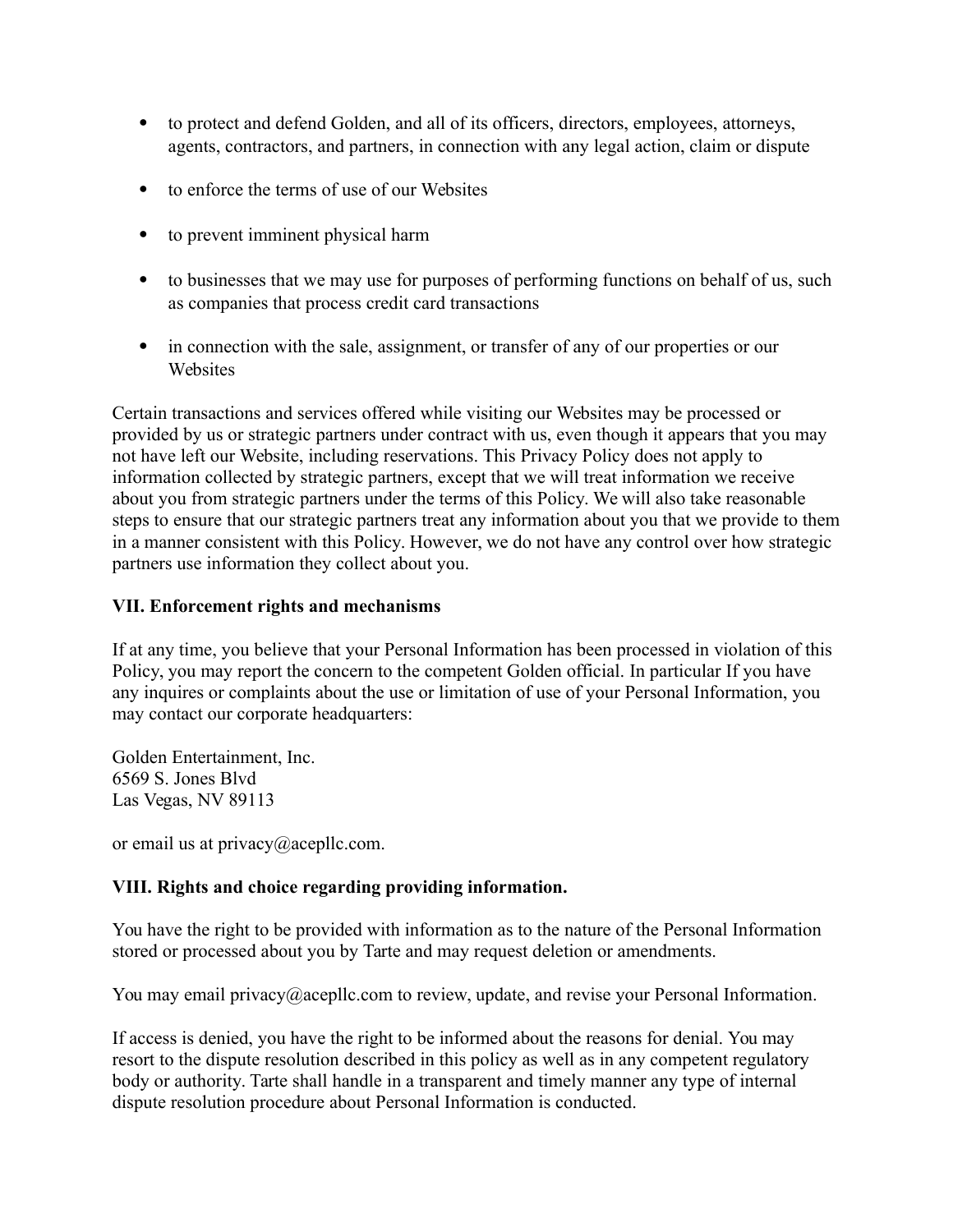- to protect and defend Golden, and all of its officers, directors, employees, attorneys, agents, contractors, and partners, in connection with any legal action, claim or dispute
- to enforce the terms of use of our Websites
- to prevent imminent physical harm
- to businesses that we may use for purposes of performing functions on behalf of us, such as companies that process credit card transactions
- in connection with the sale, assignment, or transfer of any of our properties or our Websites

Certain transactions and services offered while visiting our Websites may be processed or provided by us or strategic partners under contract with us, even though it appears that you may not have left our Website, including reservations. This Privacy Policy does not apply to information collected by strategic partners, except that we will treat information we receive about you from strategic partners under the terms of this Policy. We will also take reasonable steps to ensure that our strategic partners treat any information about you that we provide to them in a manner consistent with this Policy. However, we do not have any control over how strategic partners use information they collect about you.

**VII. Enforcement rights and mechanisms**

If at any time, you believe that your Personal Information has been processed in violation of this Policy, you may report the concern to the competent Golden official. In particular If you have any inquires or complaints about the use or limitation of use of your Personal Information, you may contact our corporate headquarters:

Golden Entertainment, Inc.
6569 S. Jones Blvd
Las Vegas, NV 89113

or email us at privacy@acepllc.com.

**VIII. Rights and choice regarding providing information.**

You have the right to be provided with information as to the nature of the Personal Information stored or processed about you by Tarte and may request deletion or amendments.

You may email privacy@acepllc.com to review, update, and revise your Personal Information.

If access is denied, you have the right to be informed about the reasons for denial. You may resort to the dispute resolution described in this policy as well as in any competent regulatory body or authority. Tarte shall handle in a transparent and timely manner any type of internal dispute resolution procedure about Personal Information is conducted.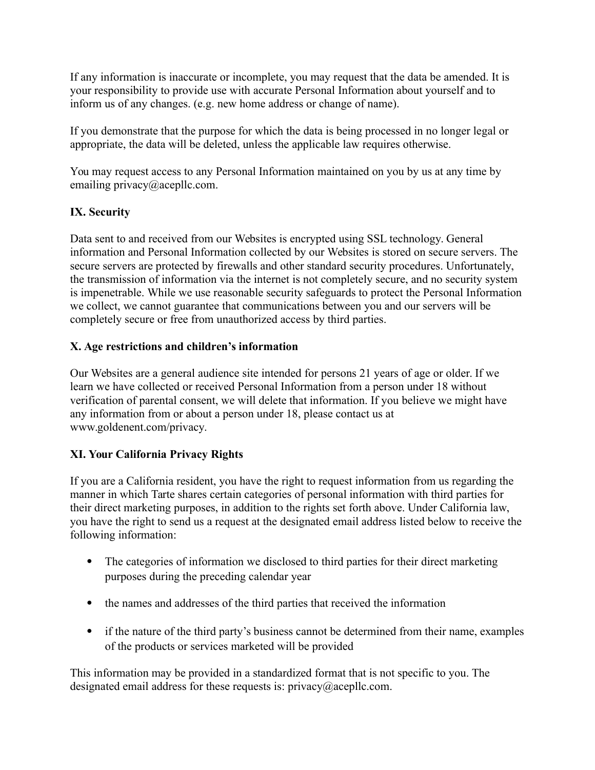If any information is inaccurate or incomplete, you may request that the data be amended. It is your responsibility to provide use with accurate Personal Information about yourself and to inform us of any changes. (e.g. new home address or change of name).

If you demonstrate that the purpose for which the data is being processed in no longer legal or appropriate, the data will be deleted, unless the applicable law requires otherwise.

You may request access to any Personal Information maintained on you by us at any time by emailing privacy@acepllc.com.

**IX. Security**

Data sent to and received from our Websites is encrypted using SSL technology. General information and Personal Information collected by our Websites is stored on secure servers. The secure servers are protected by firewalls and other standard security procedures. Unfortunately, the transmission of information via the internet is not completely secure, and no security system is impenetrable. While we use reasonable security safeguards to protect the Personal Information we collect, we cannot guarantee that communications between you and our servers will be completely secure or free from unauthorized access by third parties.

**X. Age restrictions and children's information**

Our Websites are a general audience site intended for persons 21 years of age or older. If we learn we have collected or received Personal Information from a person under 18 without verification of parental consent, we will delete that information. If you believe we might have any information from or about a person under 18, please contact us at www.goldenent.com/privacy.

**XI. Your California Privacy Rights**

If you are a California resident, you have the right to request information from us regarding the manner in which Tarte shares certain categories of personal information with third parties for their direct marketing purposes, in addition to the rights set forth above. Under California law, you have the right to send us a request at the designated email address listed below to receive the following information:

- The categories of information we disclosed to third parties for their direct marketing purposes during the preceding calendar year
- the names and addresses of the third parties that received the information
- if the nature of the third party's business cannot be determined from their name, examples of the products or services marketed will be provided

This information may be provided in a standardized format that is not specific to you. The designated email address for these requests is: privacy@acepllc.com.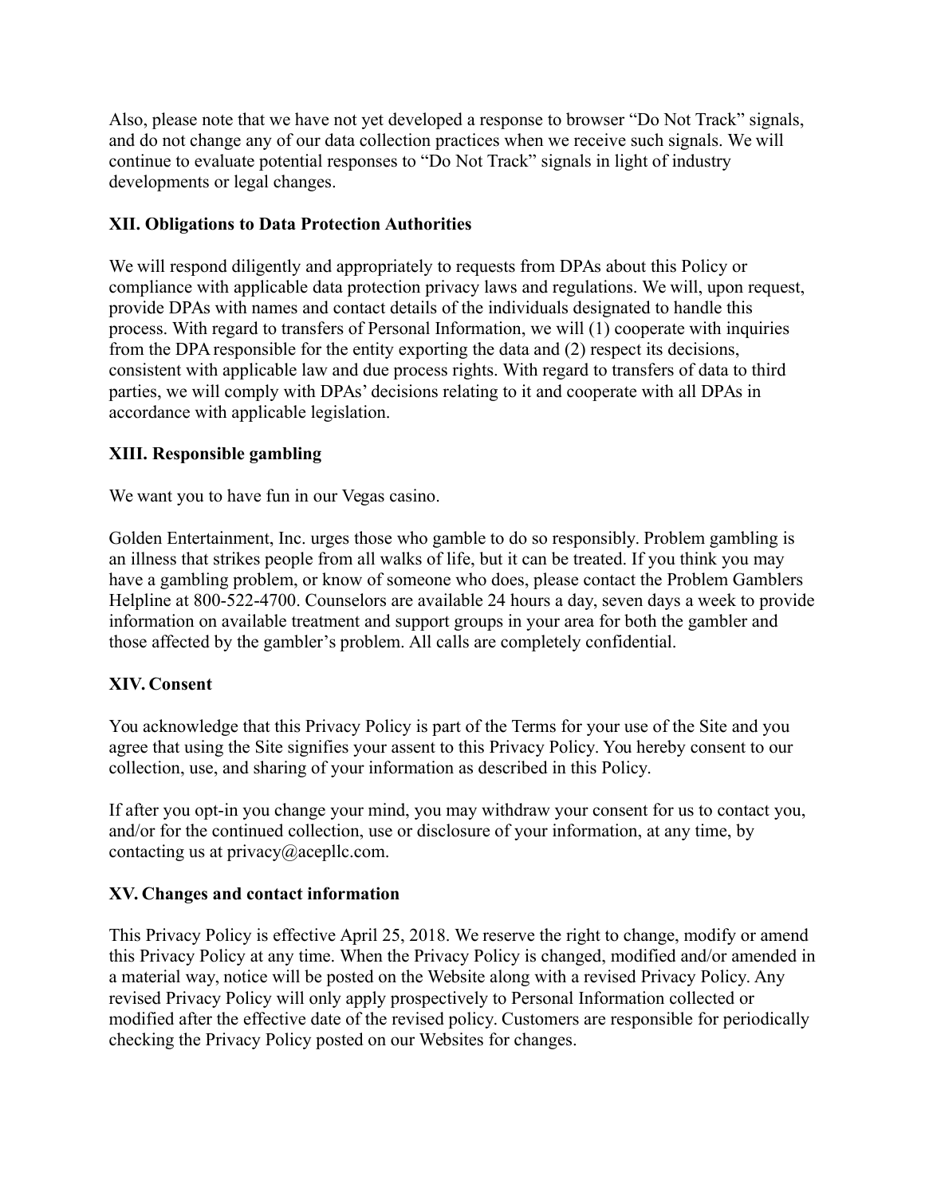Also, please note that we have not yet developed a response to browser "Do Not Track" signals, and do not change any of our data collection practices when we receive such signals. We will continue to evaluate potential responses to "Do Not Track" signals in light of industry developments or legal changes.

### XII. Obligations to Data Protection Authorities

We will respond diligently and appropriately to requests from DPAs about this Policy or compliance with applicable data protection privacy laws and regulations. We will, upon request, provide DPAs with names and contact details of the individuals designated to handle this process. With regard to transfers of Personal Information, we will (1) cooperate with inquiries from the DPA responsible for the entity exporting the data and (2) respect its decisions, consistent with applicable law and due process rights. With regard to transfers of data to third parties, we will comply with DPAs' decisions relating to it and cooperate with all DPAs in accordance with applicable legislation.

### XIII. Responsible gambling

We want you to have fun in our Vegas casino.

Golden Entertainment, Inc. urges those who gamble to do so responsibly. Problem gambling is an illness that strikes people from all walks of life, but it can be treated. If you think you may have a gambling problem, or know of someone who does, please contact the Problem Gamblers Helpline at 800-522-4700. Counselors are available 24 hours a day, seven days a week to provide information on available treatment and support groups in your area for both the gambler and those affected by the gambler's problem. All calls are completely confidential.

### XIV. Consent

You acknowledge that this Privacy Policy is part of the Terms for your use of the Site and you agree that using the Site signifies your assent to this Privacy Policy. You hereby consent to our collection, use, and sharing of your information as described in this Policy.

If after you opt-in you change your mind, you may withdraw your consent for us to contact you, and/or for the continued collection, use or disclosure of your information, at any time, by contacting us at privacy@acepllc.com.

### XV. Changes and contact information

This Privacy Policy is effective April 25, 2018. We reserve the right to change, modify or amend this Privacy Policy at any time. When the Privacy Policy is changed, modified and/or amended in a material way, notice will be posted on the Website along with a revised Privacy Policy. Any revised Privacy Policy will only apply prospectively to Personal Information collected or modified after the effective date of the revised policy. Customers are responsible for periodically checking the Privacy Policy posted on our Websites for changes.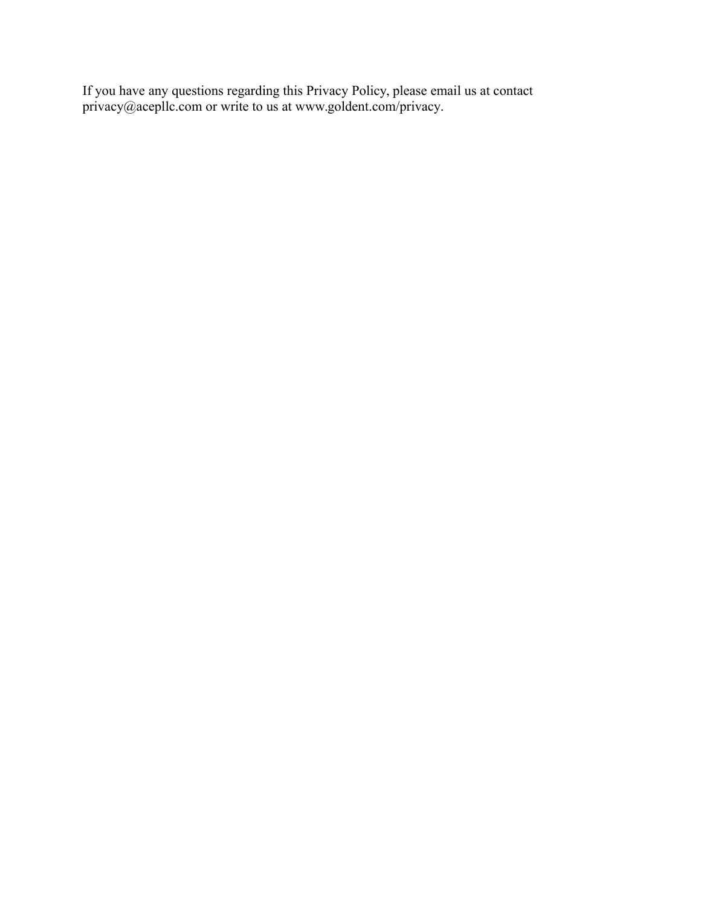If you have any questions regarding this Privacy Policy, please email us at contact privacy@acepllc.com or write to us at www.goldent.com/privacy.